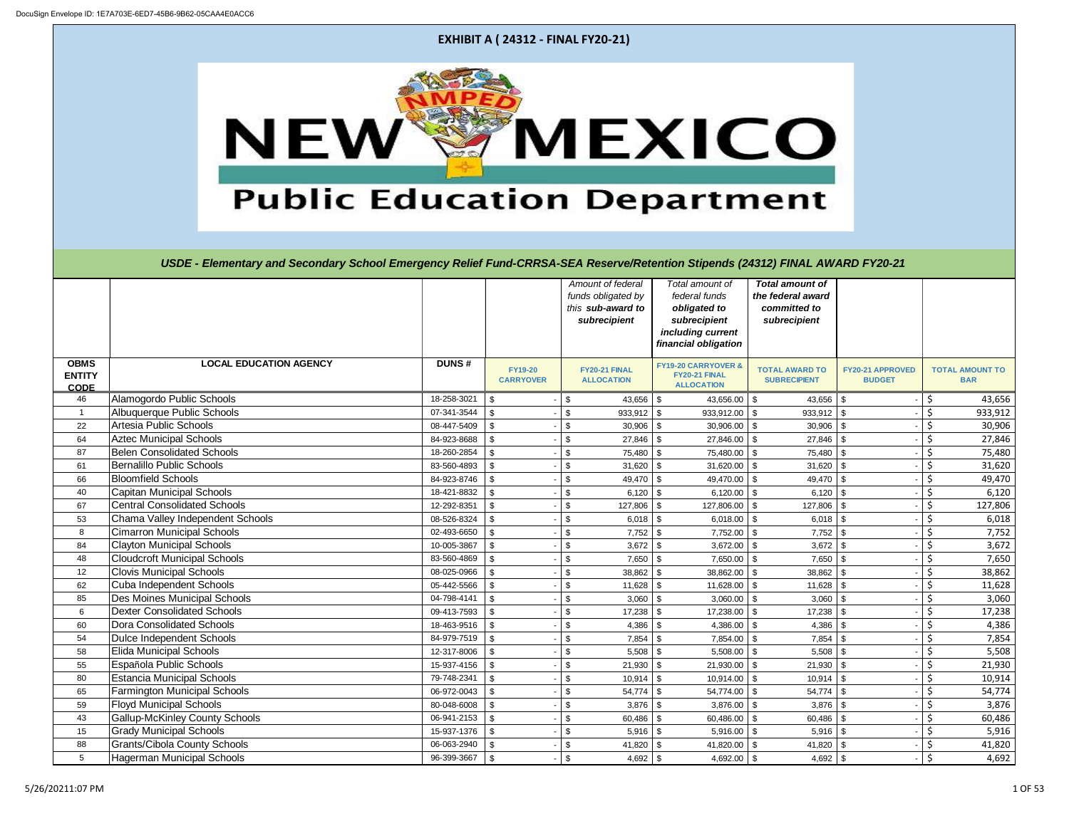DocuSign Envelope ID: 1E7A703E-6ED7-45B6-9B62-05CAA4E0ACC6

# EXHIBIT A ( 24312 - FINAL FY20-21)

NEW MEXICO
Public Education Department

*USDE - Elementary and Secondary School Emergency Relief Fund-CRRSA-SEA Reserve/Retention Stipends (24312) FINAL AWARD FY20-21*

| | | | | *Amount of federal funds obligated by this **sub-award to** subrecipient* | *Total amount of federal funds **obligated to subrecipient** including current financial obligation* | ***Total amount of the federal award committed to subrecipient*** | | |
|---|---|---|---|---|---|---|---|---|
| **OBMS ENTITY CODE** | **LOCAL EDUCATION AGENCY** | **DUNS #** | **FY19-20 CARRYOVER** | **FY20-21 FINAL ALLOCATION** | **FY19-20 CARRYOVER & FY20-21 FINAL ALLOCATION** | **TOTAL AWARD TO SUBRECIPIENT** | **FY20-21 APPROVED BUDGET** | **TOTAL AMOUNT TO BAR** |
| 46 | Alamogordo Public Schools | 18-258-3021 | $ - | $ 43,656 | $ 43,656.00 | $ 43,656 | $ - | $ 43,656 |
| 1 | Albuquerque Public Schools | 07-341-3544 | $ - | $ 933,912 | $ 933,912.00 | $ 933,912 | $ - | $ 933,912 |
| 22 | Artesia Public Schools | 08-447-5409 | $ - | $ 30,906 | $ 30,906.00 | $ 30,906 | $ - | $ 30,906 |
| 64 | Aztec Municipal Schools | 84-923-8688 | $ - | $ 27,846 | $ 27,846.00 | $ 27,846 | $ - | $ 27,846 |
| 87 | Belen Consolidated Schools | 18-260-2854 | $ - | $ 75,480 | $ 75,480.00 | $ 75,480 | $ - | $ 75,480 |
| 61 | Bernalillo Public Schools | 83-560-4893 | $ - | $ 31,620 | $ 31,620.00 | $ 31,620 | $ - | $ 31,620 |
| 66 | Bloomfield Schools | 84-923-8746 | $ - | $ 49,470 | $ 49,470.00 | $ 49,470 | $ - | $ 49,470 |
| 40 | Capitan Municipal Schools | 18-421-8832 | $ - | $ 6,120 | $ 6,120.00 | $ 6,120 | $ - | $ 6,120 |
| 67 | Central Consolidated Schools | 12-292-8351 | $ - | $ 127,806 | $ 127,806.00 | $ 127,806 | $ - | $ 127,806 |
| 53 | Chama Valley Independent Schools | 08-526-8324 | $ - | $ 6,018 | $ 6,018.00 | $ 6,018 | $ - | $ 6,018 |
| 8 | Cimarron Municipal Schools | 02-493-6650 | $ - | $ 7,752 | $ 7,752.00 | $ 7,752 | $ - | $ 7,752 |
| 84 | Clayton Municipal Schools | 10-005-3867 | $ - | $ 3,672 | $ 3,672.00 | $ 3,672 | $ - | $ 3,672 |
| 48 | Cloudcroft Municipal Schools | 83-560-4869 | $ - | $ 7,650 | $ 7,650.00 | $ 7,650 | $ - | $ 7,650 |
| 12 | Clovis Municipal Schools | 08-025-0966 | $ - | $ 38,862 | $ 38,862.00 | $ 38,862 | $ - | $ 38,862 |
| 62 | Cuba Independent Schools | 05-442-5566 | $ - | $ 11,628 | $ 11,628.00 | $ 11,628 | $ - | $ 11,628 |
| 85 | Des Moines Municipal Schools | 04-798-4141 | $ - | $ 3,060 | $ 3,060.00 | $ 3,060 | $ - | $ 3,060 |
| 6 | Dexter Consolidated Schools | 09-413-7593 | $ - | $ 17,238 | $ 17,238.00 | $ 17,238 | $ - | $ 17,238 |
| 60 | Dora Consolidated Schools | 18-463-9516 | $ - | $ 4,386 | $ 4,386.00 | $ 4,386 | $ - | $ 4,386 |
| 54 | Dulce Independent Schools | 84-979-7519 | $ - | $ 7,854 | $ 7,854.00 | $ 7,854 | $ - | $ 7,854 |
| 58 | Elida Municipal Schools | 12-317-8006 | $ - | $ 5,508 | $ 5,508.00 | $ 5,508 | $ - | $ 5,508 |
| 55 | Española Public Schools | 15-937-4156 | $ - | $ 21,930 | $ 21,930.00 | $ 21,930 | $ - | $ 21,930 |
| 80 | Estancia Municipal Schools | 79-748-2341 | $ - | $ 10,914 | $ 10,914.00 | $ 10,914 | $ - | $ 10,914 |
| 65 | Farmington Municipal Schools | 06-972-0043 | $ - | $ 54,774 | $ 54,774.00 | $ 54,774 | $ - | $ 54,774 |
| 59 | Floyd Municipal Schools | 80-048-6008 | $ - | $ 3,876 | $ 3,876.00 | $ 3,876 | $ - | $ 3,876 |
| 43 | Gallup-McKinley County Schools | 06-941-2153 | $ - | $ 60,486 | $ 60,486.00 | $ 60,486 | $ - | $ 60,486 |
| 15 | Grady Municipal Schools | 15-937-1376 | $ - | $ 5,916 | $ 5,916.00 | $ 5,916 | $ - | $ 5,916 |
| 88 | Grants/Cibola County Schools | 06-063-2940 | $ - | $ 41,820 | $ 41,820.00 | $ 41,820 | $ - | $ 41,820 |
| 5 | Hagerman Municipal Schools | 96-399-3667 | $ - | $ 4,692 | $ 4,692.00 | $ 4,692 | $ - | $ 4,692 |

5/26/20211:07 PM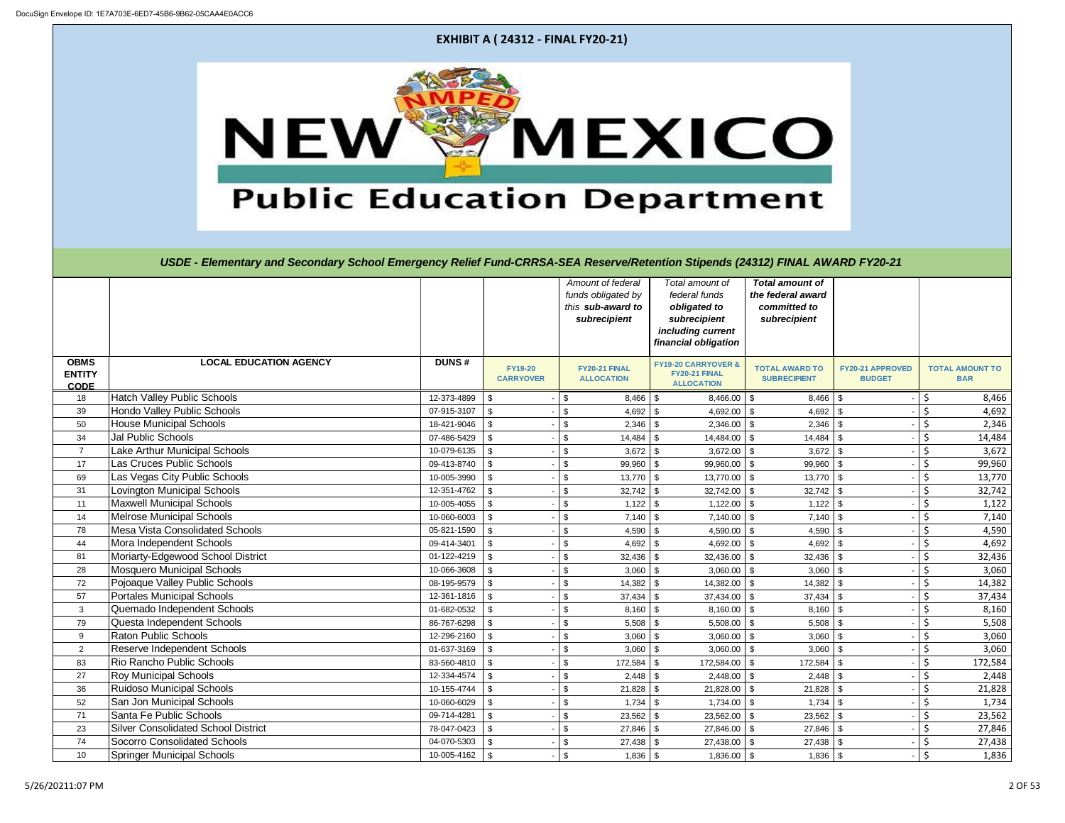# EXHIBIT A ( 24312 - FINAL FY20-21)

NEW MEXICO Public Education Department

*USDE - Elementary and Secondary School Emergency Relief Fund-CRRSA-SEA Reserve/Retention Stipends (24312) FINAL AWARD FY20-21*

| | | | | *Amount of federal funds obligated by this **sub-award to** subrecipient* | *Total amount of federal funds **obligated to subrecipient** including current financial obligation* | ***Total amount of the federal award committed to subrecipient*** | | |
|---|---|---|---|---|---|---|---|---|
| **OBMS ENTITY CODE** | **LOCAL EDUCATION AGENCY** | **DUNS #** | **FY19-20 CARRYOVER** | **FY20-21 FINAL ALLOCATION** | **FY19-20 CARRYOVER & FY20-21 FINAL ALLOCATION** | **TOTAL AWARD TO SUBRECIPIENT** | **FY20-21 APPROVED BUDGET** | **TOTAL AMOUNT TO BAR** |
| 18 | Hatch Valley Public Schools | 12-373-4899 | $ - | $ 8,466 | $ 8,466.00 | $ 8,466 | $ - | $ 8,466 |
| 39 | Hondo Valley Public Schools | 07-915-3107 | $ - | $ 4,692 | $ 4,692.00 | $ 4,692 | $ - | $ 4,692 |
| 50 | House Municipal Schools | 18-421-9046 | $ - | $ 2,346 | $ 2,346.00 | $ 2,346 | $ - | $ 2,346 |
| 34 | Jal Public Schools | 07-486-5429 | $ - | $ 14,484 | $ 14,484.00 | $ 14,484 | $ - | $ 14,484 |
| 7 | Lake Arthur Municipal Schools | 10-079-6135 | $ - | $ 3,672 | $ 3,672.00 | $ 3,672 | $ - | $ 3,672 |
| 17 | Las Cruces Public Schools | 09-413-8740 | $ - | $ 99,960 | $ 99,960.00 | $ 99,960 | $ - | $ 99,960 |
| 69 | Las Vegas City Public Schools | 10-005-3990 | $ - | $ 13,770 | $ 13,770.00 | $ 13,770 | $ - | $ 13,770 |
| 31 | Lovington Municipal Schools | 12-351-4762 | $ - | $ 32,742 | $ 32,742.00 | $ 32,742 | $ - | $ 32,742 |
| 11 | Maxwell Municipal Schools | 10-005-4055 | $ - | $ 1,122 | $ 1,122.00 | $ 1,122 | $ - | $ 1,122 |
| 14 | Melrose Municipal Schools | 10-060-6003 | $ - | $ 7,140 | $ 7,140.00 | $ 7,140 | $ - | $ 7,140 |
| 78 | Mesa Vista Consolidated Schools | 05-821-1590 | $ - | $ 4,590 | $ 4,590.00 | $ 4,590 | $ - | $ 4,590 |
| 44 | Mora Independent Schools | 09-414-3401 | $ - | $ 4,692 | $ 4,692.00 | $ 4,692 | $ - | $ 4,692 |
| 81 | Moriarty-Edgewood School District | 01-122-4219 | $ - | $ 32,436 | $ 32,436.00 | $ 32,436 | $ - | $ 32,436 |
| 28 | Mosquero Municipal Schools | 10-066-3608 | $ - | $ 3,060 | $ 3,060.00 | $ 3,060 | $ - | $ 3,060 |
| 72 | Pojoaque Valley Public Schools | 08-195-9579 | $ - | $ 14,382 | $ 14,382.00 | $ 14,382 | $ - | $ 14,382 |
| 57 | Portales Municipal Schools | 12-361-1816 | $ - | $ 37,434 | $ 37,434.00 | $ 37,434 | $ - | $ 37,434 |
| 3 | Quemado Independent Schools | 01-682-0532 | $ - | $ 8,160 | $ 8,160.00 | $ 8,160 | $ - | $ 8,160 |
| 79 | Questa Independent Schools | 86-767-6298 | $ - | $ 5,508 | $ 5,508.00 | $ 5,508 | $ - | $ 5,508 |
| 9 | Raton Public Schools | 12-296-2160 | $ - | $ 3,060 | $ 3,060.00 | $ 3,060 | $ - | $ 3,060 |
| 2 | Reserve Independent Schools | 01-637-3169 | $ - | $ 3,060 | $ 3,060.00 | $ 3,060 | $ - | $ 3,060 |
| 83 | Rio Rancho Public Schools | 83-560-4810 | $ - | $ 172,584 | $ 172,584.00 | $ 172,584 | $ - | $ 172,584 |
| 27 | Roy Municipal Schools | 12-334-4574 | $ - | $ 2,448 | $ 2,448.00 | $ 2,448 | $ - | $ 2,448 |
| 36 | Ruidoso Municipal Schools | 10-155-4744 | $ - | $ 21,828 | $ 21,828.00 | $ 21,828 | $ - | $ 21,828 |
| 52 | San Jon Municipal Schools | 10-060-6029 | $ - | $ 1,734 | $ 1,734.00 | $ 1,734 | $ - | $ 1,734 |
| 71 | Santa Fe Public Schools | 09-714-4281 | $ - | $ 23,562 | $ 23,562.00 | $ 23,562 | $ - | $ 23,562 |
| 23 | Silver Consolidated School District | 78-047-0423 | $ - | $ 27,846 | $ 27,846.00 | $ 27,846 | $ - | $ 27,846 |
| 74 | Socorro Consolidated Schools | 04-070-5303 | $ - | $ 27,438 | $ 27,438.00 | $ 27,438 | $ - | $ 27,438 |
| 10 | Springer Municipal Schools | 10-005-4162 | $ - | $ 1,836 | $ 1,836.00 | $ 1,836 | $ - | $ 1,836 |

5/26/20211:07 PM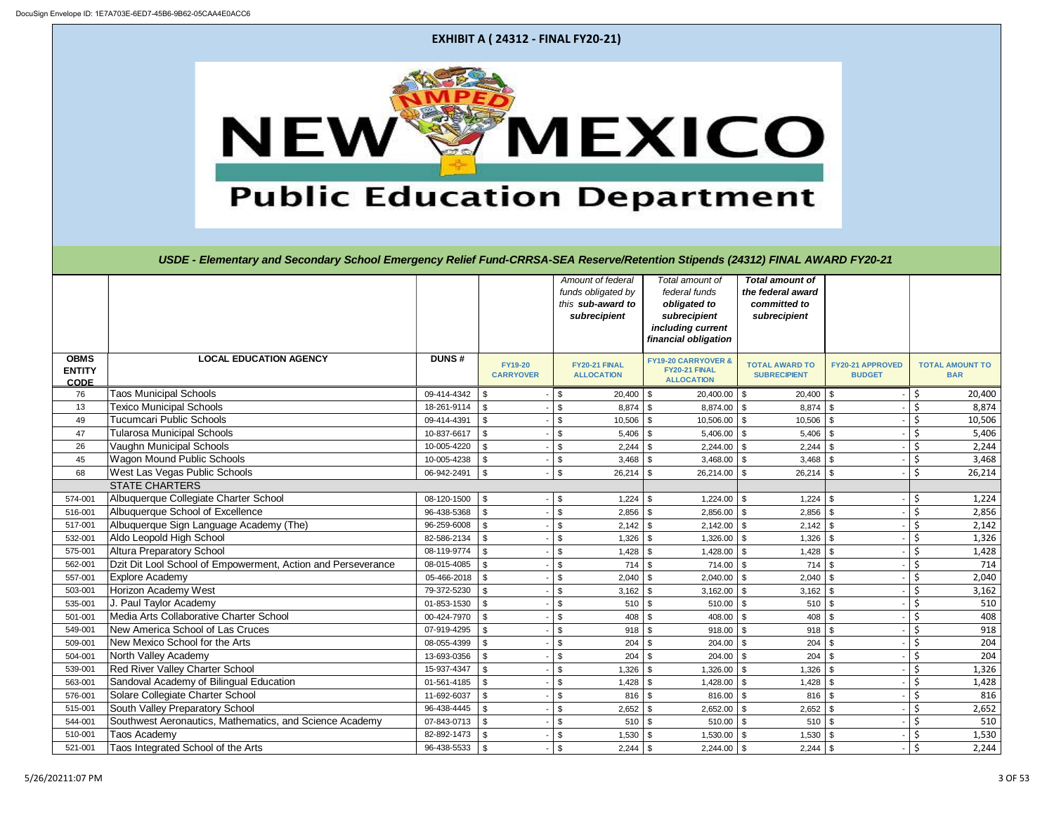DocuSign Envelope ID: 1E7A703E-6ED7-45B6-9B62-05CAA4E0ACC6

# EXHIBIT A ( 24312 - FINAL FY20-21)

NEW MEXICO Public Education Department

*USDE - Elementary and Secondary School Emergency Relief Fund-CRRSA-SEA Reserve/Retention Stipends (24312) FINAL AWARD FY20-21*

| | | | | *Amount of federal funds obligated by this sub-award to subrecipient* | *Total amount of federal funds obligated to subrecipient including current financial obligation* | ***Total amount of the federal award committed to subrecipient*** | | |
|---|---|---|---|---|---|---|---|---|
| **OBMS ENTITY CODE** | **LOCAL EDUCATION AGENCY** | **DUNS #** | **FY19-20 CARRYOVER** | **FY20-21 FINAL ALLOCATION** | **FY19-20 CARRYOVER & FY20-21 FINAL ALLOCATION** | **TOTAL AWARD TO SUBRECIPIENT** | **FY20-21 APPROVED BUDGET** | **TOTAL AMOUNT TO BAR** |
| 76 | Taos Municipal Schools | 09-414-4342 | $ - | $ 20,400 | $ 20,400.00 | $ 20,400 | $ - | $ 20,400 |
| 13 | Texico Municipal Schools | 18-261-9114 | $ - | $ 8,874 | $ 8,874.00 | $ 8,874 | $ - | $ 8,874 |
| 49 | Tucumcari Public Schools | 09-414-4391 | $ - | $ 10,506 | $ 10,506.00 | $ 10,506 | $ - | $ 10,506 |
| 47 | Tularosa Municipal Schools | 10-837-6617 | $ - | $ 5,406 | $ 5,406.00 | $ 5,406 | $ - | $ 5,406 |
| 26 | Vaughn Municipal Schools | 10-005-4220 | $ - | $ 2,244 | $ 2,244.00 | $ 2,244 | $ - | $ 2,244 |
| 45 | Wagon Mound Public Schools | 10-005-4238 | $ - | $ 3,468 | $ 3,468.00 | $ 3,468 | $ - | $ 3,468 |
| 68 | West Las Vegas Public Schools | 06-942-2491 | $ - | $ 26,214 | $ 26,214.00 | $ 26,214 | $ - | $ 26,214 |
| | STATE CHARTERS | | | | | | | |
| 574-001 | Albuquerque Collegiate Charter School | 08-120-1500 | $ - | $ 1,224 | $ 1,224.00 | $ 1,224 | $ - | $ 1,224 |
| 516-001 | Albuquerque School of Excellence | 96-438-5368 | $ - | $ 2,856 | $ 2,856.00 | $ 2,856 | $ - | $ 2,856 |
| 517-001 | Albuquerque Sign Language Academy (The) | 96-259-6008 | $ - | $ 2,142 | $ 2,142.00 | $ 2,142 | $ - | $ 2,142 |
| 532-001 | Aldo Leopold High School | 82-586-2134 | $ - | $ 1,326 | $ 1,326.00 | $ 1,326 | $ - | $ 1,326 |
| 575-001 | Altura Preparatory School | 08-119-9774 | $ - | $ 1,428 | $ 1,428.00 | $ 1,428 | $ - | $ 1,428 |
| 562-001 | Dzit Dit Lool School of Empowerment, Action and Perseverance | 08-015-4085 | $ - | $ 714 | $ 714.00 | $ 714 | $ - | $ 714 |
| 557-001 | Explore Academy | 05-466-2018 | $ - | $ 2,040 | $ 2,040.00 | $ 2,040 | $ - | $ 2,040 |
| 503-001 | Horizon Academy West | 79-372-5230 | $ - | $ 3,162 | $ 3,162.00 | $ 3,162 | $ - | $ 3,162 |
| 535-001 | J. Paul Taylor Academy | 01-853-1530 | $ - | $ 510 | $ 510.00 | $ 510 | $ - | $ 510 |
| 501-001 | Media Arts Collaborative Charter School | 00-424-7970 | $ - | $ 408 | $ 408.00 | $ 408 | $ - | $ 408 |
| 549-001 | New America School of Las Cruces | 07-919-4295 | $ - | $ 918 | $ 918.00 | $ 918 | $ - | $ 918 |
| 509-001 | New Mexico School for the Arts | 08-055-4399 | $ - | $ 204 | $ 204.00 | $ 204 | $ - | $ 204 |
| 504-001 | North Valley Academy | 13-693-0356 | $ - | $ 204 | $ 204.00 | $ 204 | $ - | $ 204 |
| 539-001 | Red River Valley Charter School | 15-937-4347 | $ - | $ 1,326 | $ 1,326.00 | $ 1,326 | $ - | $ 1,326 |
| 563-001 | Sandoval Academy of Bilingual Education | 01-561-4185 | $ - | $ 1,428 | $ 1,428.00 | $ 1,428 | $ - | $ 1,428 |
| 576-001 | Solare Collegiate Charter School | 11-692-6037 | $ - | $ 816 | $ 816.00 | $ 816 | $ - | $ 816 |
| 515-001 | South Valley Preparatory School | 96-438-4445 | $ - | $ 2,652 | $ 2,652.00 | $ 2,652 | $ - | $ 2,652 |
| 544-001 | Southwest Aeronautics, Mathematics, and Science Academy | 07-843-0713 | $ - | $ 510 | $ 510.00 | $ 510 | $ - | $ 510 |
| 510-001 | Taos Academy | 82-892-1473 | $ - | $ 1,530 | $ 1,530.00 | $ 1,530 | $ - | $ 1,530 |
| 521-001 | Taos Integrated School of the Arts | 96-438-5533 | $ - | $ 2,244 | $ 2,244.00 | $ 2,244 | $ - | $ 2,244 |

5/26/20211:07 PM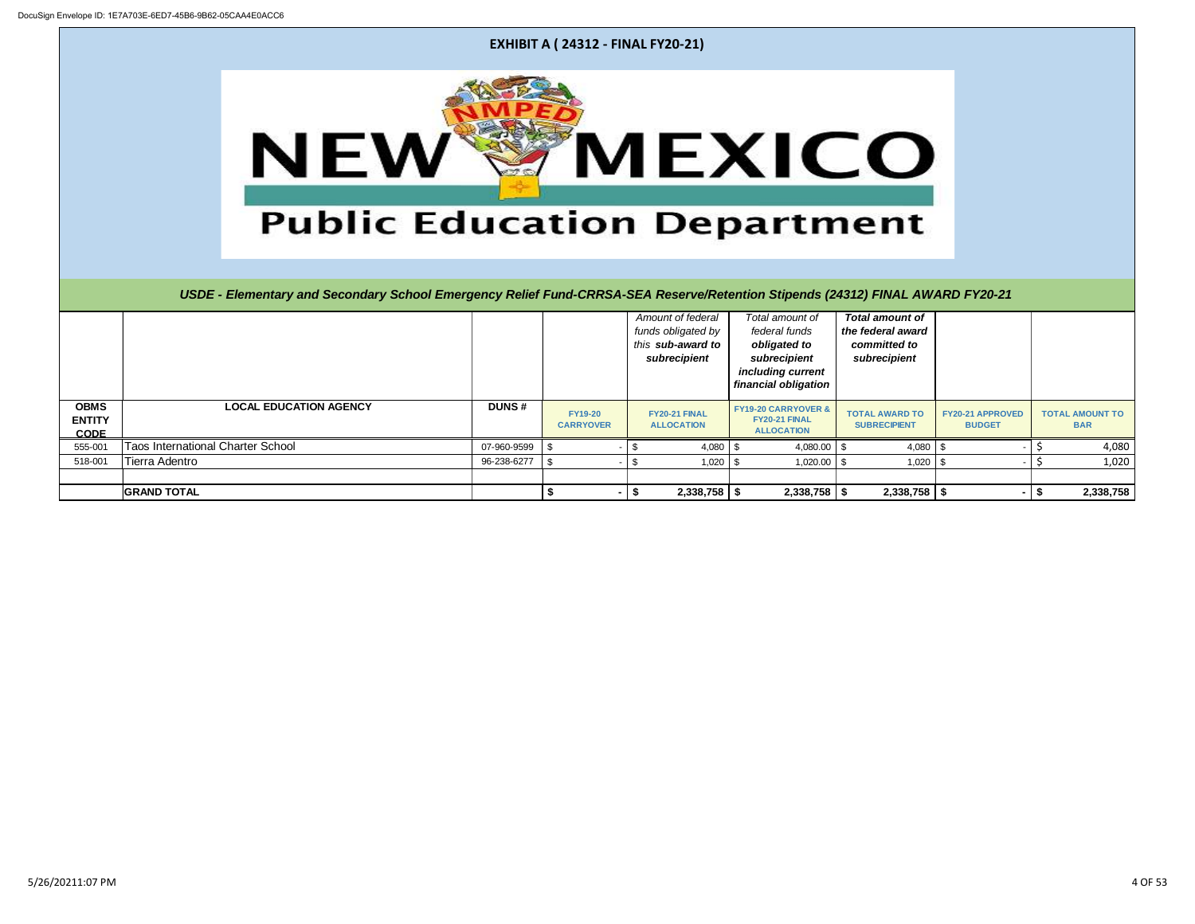# EXHIBIT A ( 24312 - FINAL FY20-21)

NEW MEXICO Public Education Department

*USDE - Elementary and Secondary School Emergency Relief Fund-CRRSA-SEA Reserve/Retention Stipends (24312) FINAL AWARD FY20-21*

| | | | | *Amount of federal funds obligated by this **sub-award to subrecipient*** | *Total amount of federal funds **obligated to subrecipient including current financial obligation*** | ***Total amount of the federal award committed to subrecipient*** | | |
|---|---|---|---|---|---|---|---|---|
| **OBMS ENTITY CODE** | **LOCAL EDUCATION AGENCY** | **DUNS #** | **FY19-20 CARRYOVER** | **FY20-21 FINAL ALLOCATION** | **FY19-20 CARRYOVER & FY20-21 FINAL ALLOCATION** | **TOTAL AWARD TO SUBRECIPIENT** | **FY20-21 APPROVED BUDGET** | **TOTAL AMOUNT TO BAR** |
| 555-001 | Taos International Charter School | 07-960-9599 | $ - | $ 4,080 | $ 4,080.00 | $ 4,080 | $ - | $ 4,080 |
| 518-001 | Tierra Adentro | 96-238-6277 | $ - | $ 1,020 | $ 1,020.00 | $ 1,020 | $ - | $ 1,020 |
| | | | | | | | | |
| | **GRAND TOTAL** | | **$ -** | **$ 2,338,758** | **$ 2,338,758** | **$ 2,338,758** | **$ -** | **$ 2,338,758** |